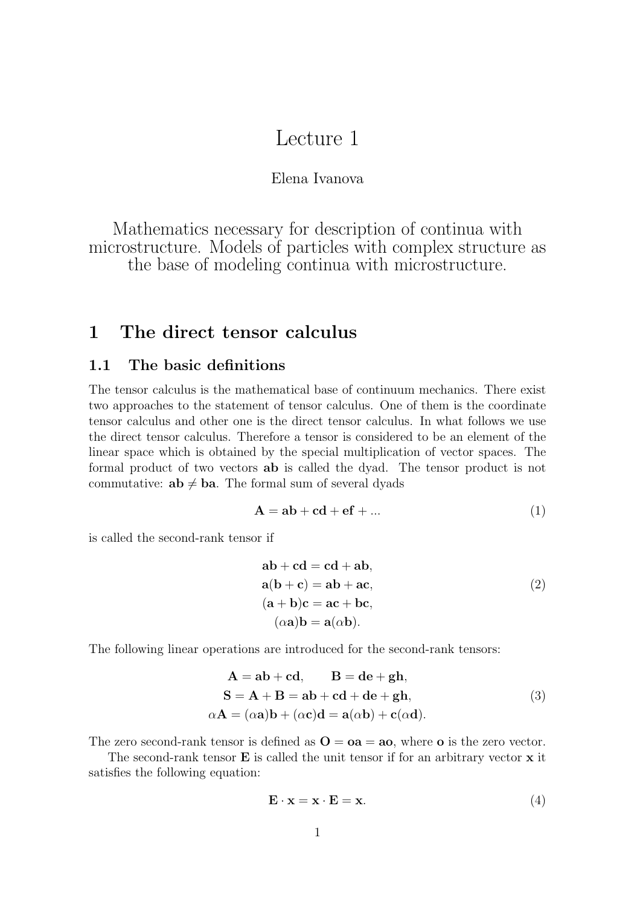# Lecture 1

Elena Ivanova

Mathematics necessary for description of continua with microstructure. Models of particles with complex structure as the base of modeling continua with microstructure.

## 1 The direct tensor calculus

### 1.1 The basic definitions

The tensor calculus is the mathematical base of continuum mechanics. There exist two approaches to the statement of tensor calculus. One of them is the coordinate tensor calculus and other one is the direct tensor calculus. In what follows we use the direct tensor calculus. Therefore a tensor is considered to be an element of the linear space which is obtained by the special multiplication of vector spaces. The formal product of two vectors $\mathbf{ab}$ is called the dyad. The tensor product is not commutative: $\mathbf{ab} \neq \mathbf{ba}$. The formal sum of several dyads

$$\mathbf{A} = \mathbf{ab} + \mathbf{cd} + \mathbf{ef} + ... \tag{1}$$

is called the second-rank tensor if

$$\begin{aligned}
\mathbf{ab} + \mathbf{cd} &= \mathbf{cd} + \mathbf{ab}, \\
\mathbf{a}(\mathbf{b} + \mathbf{c}) &= \mathbf{ab} + \mathbf{ac}, \\
(\mathbf{a} + \mathbf{b})\mathbf{c} &= \mathbf{ac} + \mathbf{bc}, \\
(\alpha\mathbf{a})\mathbf{b} &= \mathbf{a}(\alpha\mathbf{b}).
\end{aligned} \tag{2}$$

The following linear operations are introduced for the second-rank tensors:

$$\begin{aligned}
\mathbf{A} = \mathbf{ab} + \mathbf{cd}, \qquad \mathbf{B} &= \mathbf{de} + \mathbf{gh}, \\
\mathbf{S} = \mathbf{A} + \mathbf{B} &= \mathbf{ab} + \mathbf{cd} + \mathbf{de} + \mathbf{gh}, \\
\alpha\mathbf{A} = (\alpha\mathbf{a})\mathbf{b} + (\alpha\mathbf{c})\mathbf{d} &= \mathbf{a}(\alpha\mathbf{b}) + \mathbf{c}(\alpha\mathbf{d}).
\end{aligned} \tag{3}$$

The zero second-rank tensor is defined as $\mathbf{O} = \mathbf{oa} = \mathbf{ao}$, where $\mathbf{o}$ is the zero vector.

The second-rank tensor $\mathbf{E}$ is called the unit tensor if for an arbitrary vector $\mathbf{x}$ it satisfies the following equation:

$$\mathbf{E} \cdot \mathbf{x} = \mathbf{x} \cdot \mathbf{E} = \mathbf{x}. \tag{4}$$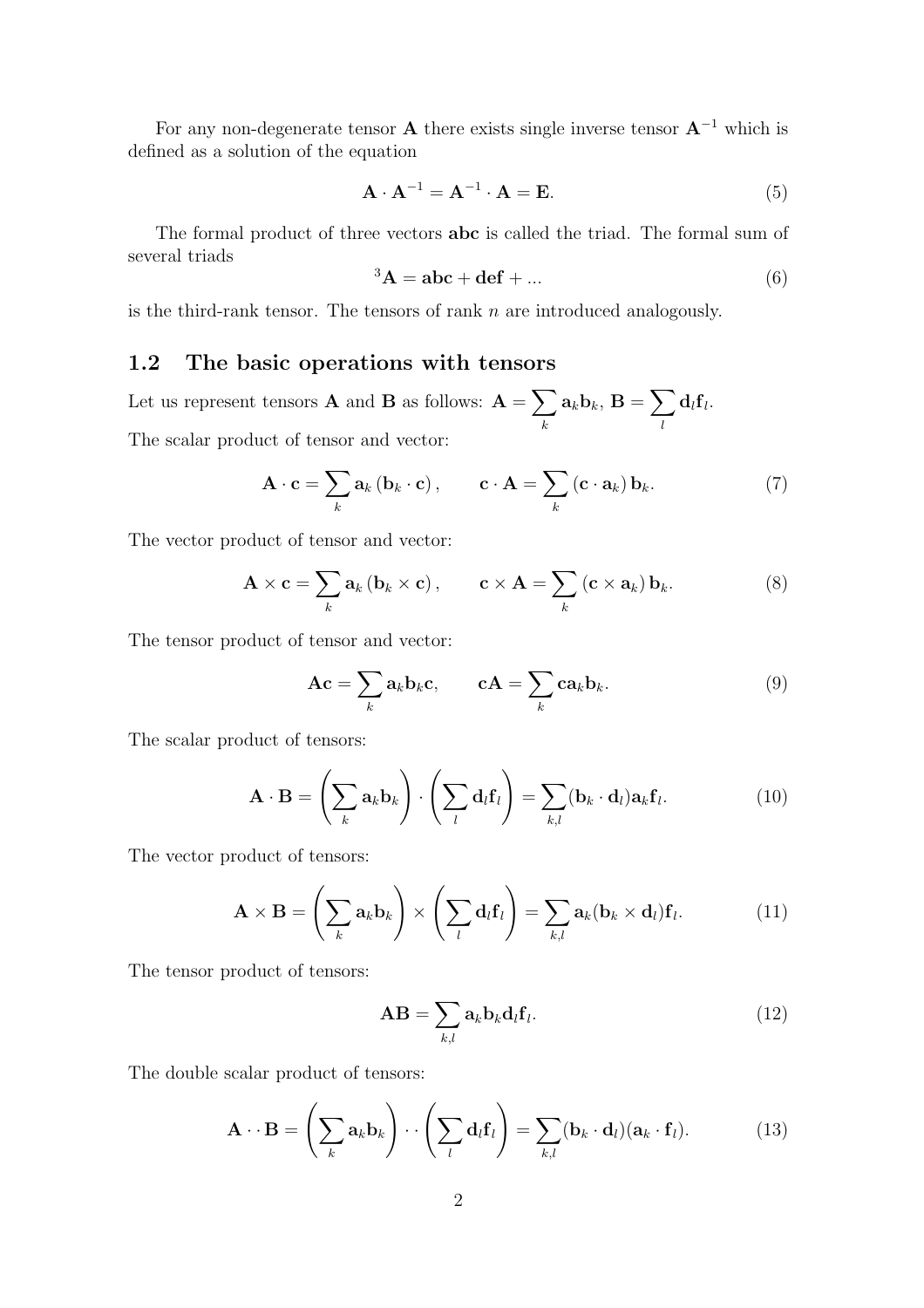For any non-degenerate tensor $\mathbf{A}$ there exists single inverse tensor $\mathbf{A}^{-1}$ which is defined as a solution of the equation

$$\mathbf{A} \cdot \mathbf{A}^{-1} = \mathbf{A}^{-1} \cdot \mathbf{A} = \mathbf{E}. \tag{5}$$

The formal product of three vectors $\mathbf{abc}$ is called the triad. The formal sum of several triads

$$^3\mathbf{A} = \mathbf{abc} + \mathbf{def} + ... \tag{6}$$

is the third-rank tensor. The tensors of rank $n$ are introduced analogously.

## 1.2 The basic operations with tensors

Let us represent tensors $\mathbf{A}$ and $\mathbf{B}$ as follows: $\mathbf{A} = \sum\limits_k \mathbf{a}_k \mathbf{b}_k$, $\mathbf{B} = \sum\limits_l \mathbf{d}_l \mathbf{f}_l$.

The scalar product of tensor and vector:

$$\mathbf{A} \cdot \mathbf{c} = \sum_k \mathbf{a}_k \left( \mathbf{b}_k \cdot \mathbf{c} \right), \qquad \mathbf{c} \cdot \mathbf{A} = \sum_k \left( \mathbf{c} \cdot \mathbf{a}_k \right) \mathbf{b}_k. \tag{7}$$

The vector product of tensor and vector:

$$\mathbf{A} \times \mathbf{c} = \sum_k \mathbf{a}_k \left( \mathbf{b}_k \times \mathbf{c} \right), \qquad \mathbf{c} \times \mathbf{A} = \sum_k \left( \mathbf{c} \times \mathbf{a}_k \right) \mathbf{b}_k. \tag{8}$$

The tensor product of tensor and vector:

$$\mathbf{A}\mathbf{c} = \sum_k \mathbf{a}_k \mathbf{b}_k \mathbf{c}, \qquad \mathbf{c}\mathbf{A} = \sum_k \mathbf{c} \mathbf{a}_k \mathbf{b}_k. \tag{9}$$

The scalar product of tensors:

$$\mathbf{A} \cdot \mathbf{B} = \left( \sum_k \mathbf{a}_k \mathbf{b}_k \right) \cdot \left( \sum_l \mathbf{d}_l \mathbf{f}_l \right) = \sum_{k,l} (\mathbf{b}_k \cdot \mathbf{d}_l) \mathbf{a}_k \mathbf{f}_l. \tag{10}$$

The vector product of tensors:

$$\mathbf{A} \times \mathbf{B} = \left( \sum_k \mathbf{a}_k \mathbf{b}_k \right) \times \left( \sum_l \mathbf{d}_l \mathbf{f}_l \right) = \sum_{k,l} \mathbf{a}_k (\mathbf{b}_k \times \mathbf{d}_l) \mathbf{f}_l. \tag{11}$$

The tensor product of tensors:

$$\mathbf{A}\mathbf{B} = \sum_{k,l} \mathbf{a}_k \mathbf{b}_k \mathbf{d}_l \mathbf{f}_l. \tag{12}$$

The double scalar product of tensors:

$$\mathbf{A} \cdot\cdot\, \mathbf{B} = \left( \sum_k \mathbf{a}_k \mathbf{b}_k \right) \cdot\cdot \left( \sum_l \mathbf{d}_l \mathbf{f}_l \right) = \sum_{k,l} (\mathbf{b}_k \cdot \mathbf{d}_l)(\mathbf{a}_k \cdot \mathbf{f}_l). \tag{13}$$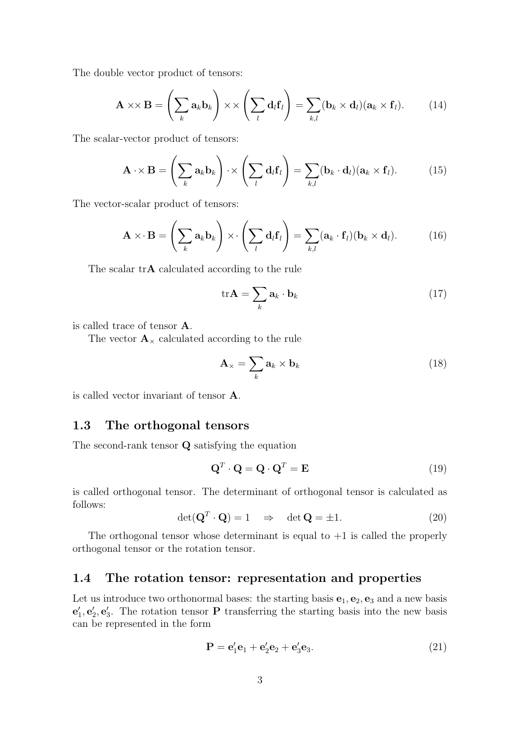The double vector product of tensors:

$$\mathbf{A} \times\!\times \mathbf{B} = \left( \sum_k \mathbf{a}_k \mathbf{b}_k \right) \times\!\times \left( \sum_l \mathbf{d}_l \mathbf{f}_l \right) = \sum_{k,l} (\mathbf{b}_k \times \mathbf{d}_l)(\mathbf{a}_k \times \mathbf{f}_l). \tag{14}$$

The scalar-vector product of tensors:

$$\mathbf{A} \cdot\!\times \mathbf{B} = \left( \sum_k \mathbf{a}_k \mathbf{b}_k \right) \cdot\!\times \left( \sum_l \mathbf{d}_l \mathbf{f}_l \right) = \sum_{k,l} (\mathbf{b}_k \cdot \mathbf{d}_l)(\mathbf{a}_k \times \mathbf{f}_l). \tag{15}$$

The vector-scalar product of tensors:

$$\mathbf{A} \times\!\cdot \mathbf{B} = \left( \sum_k \mathbf{a}_k \mathbf{b}_k \right) \times\!\cdot \left( \sum_l \mathbf{d}_l \mathbf{f}_l \right) = \sum_{k,l} (\mathbf{a}_k \cdot \mathbf{f}_l)(\mathbf{b}_k \times \mathbf{d}_l). \tag{16}$$

The scalar $\mathrm{tr}\mathbf{A}$ calculated according to the rule

$$\mathrm{tr}\mathbf{A} = \sum_k \mathbf{a}_k \cdot \mathbf{b}_k \tag{17}$$

is called trace of tensor $\mathbf{A}$.

The vector $\mathbf{A}_\times$ calculated according to the rule

$$\mathbf{A}_\times = \sum_k \mathbf{a}_k \times \mathbf{b}_k \tag{18}$$

is called vector invariant of tensor $\mathbf{A}$.

## 1.3 The orthogonal tensors

The second-rank tensor $\mathbf{Q}$ satisfying the equation

$$\mathbf{Q}^T \cdot \mathbf{Q} = \mathbf{Q} \cdot \mathbf{Q}^T = \mathbf{E} \tag{19}$$

is called orthogonal tensor. The determinant of orthogonal tensor is calculated as follows:

$$\det(\mathbf{Q}^T \cdot \mathbf{Q}) = 1 \quad \Rightarrow \quad \det \mathbf{Q} = \pm 1. \tag{20}$$

The orthogonal tensor whose determinant is equal to $+1$ is called the properly orthogonal tensor or the rotation tensor.

## 1.4 The rotation tensor: representation and properties

Let us introduce two orthonormal bases: the starting basis $\mathbf{e}_1, \mathbf{e}_2, \mathbf{e}_3$ and a new basis $\mathbf{e}'_1, \mathbf{e}'_2, \mathbf{e}'_3$. The rotation tensor $\mathbf{P}$ transferring the starting basis into the new basis can be represented in the form

$$\mathbf{P} = \mathbf{e}'_1 \mathbf{e}_1 + \mathbf{e}'_2 \mathbf{e}_2 + \mathbf{e}'_3 \mathbf{e}_3. \tag{21}$$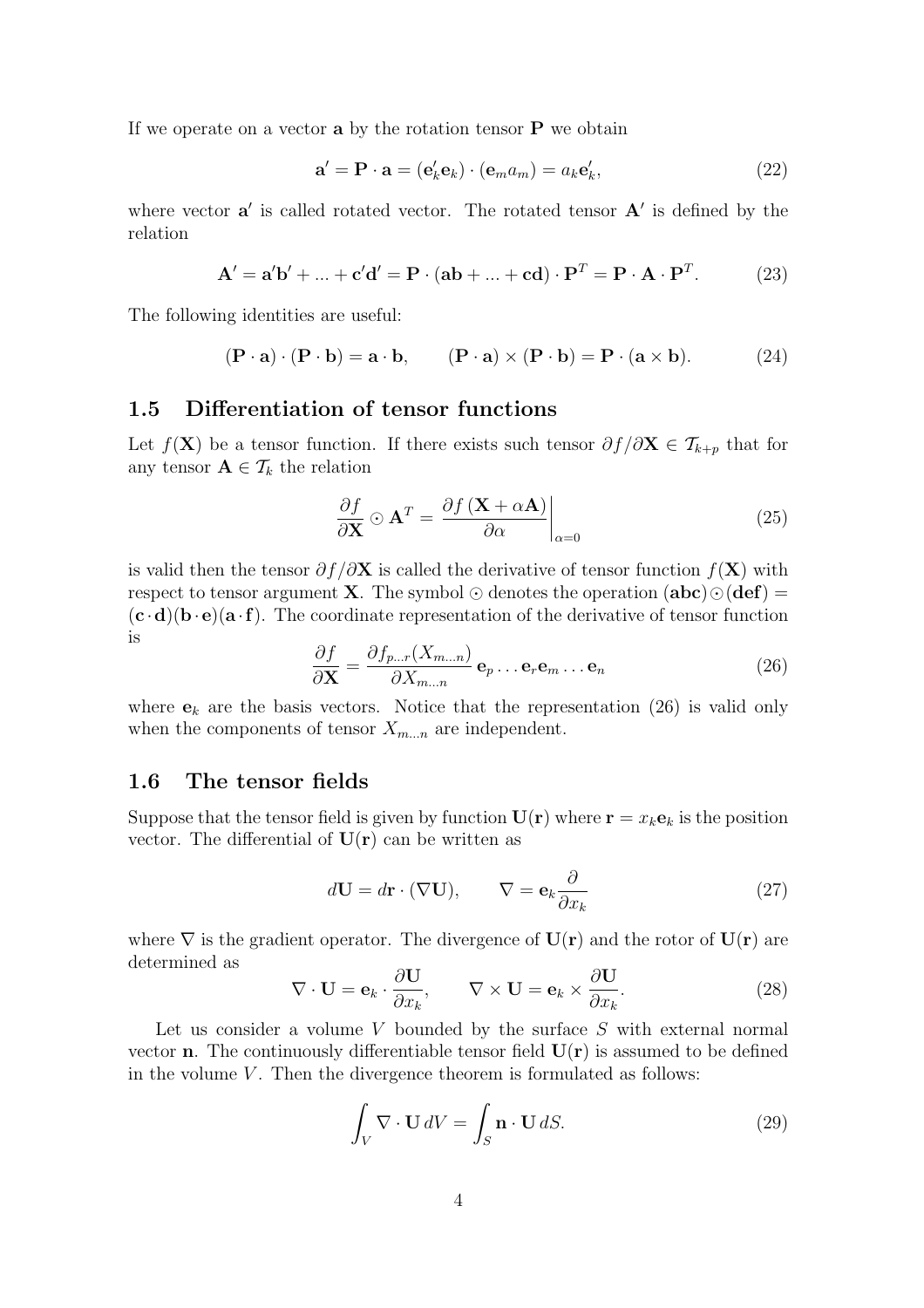If we operate on a vector $\mathbf{a}$ by the rotation tensor $\mathbf{P}$ we obtain

$$\mathbf{a}' = \mathbf{P} \cdot \mathbf{a} = (\mathbf{e}'_k \mathbf{e}_k) \cdot (\mathbf{e}_m a_m) = a_k \mathbf{e}'_k, \tag{22}$$

where vector $\mathbf{a}'$ is called rotated vector. The rotated tensor $\mathbf{A}'$ is defined by the relation

$$\mathbf{A}' = \mathbf{a}'\mathbf{b}' + ... + \mathbf{c}'\mathbf{d}' = \mathbf{P} \cdot (\mathbf{ab} + ... + \mathbf{cd}) \cdot \mathbf{P}^T = \mathbf{P} \cdot \mathbf{A} \cdot \mathbf{P}^T. \tag{23}$$

The following identities are useful:

$$(\mathbf{P} \cdot \mathbf{a}) \cdot (\mathbf{P} \cdot \mathbf{b}) = \mathbf{a} \cdot \mathbf{b}, \qquad (\mathbf{P} \cdot \mathbf{a}) \times (\mathbf{P} \cdot \mathbf{b}) = \mathbf{P} \cdot (\mathbf{a} \times \mathbf{b}). \tag{24}$$

## 1.5 Differentiation of tensor functions

Let $f(\mathbf{X})$ be a tensor function. If there exists such tensor $\partial f / \partial \mathbf{X} \in \mathcal{T}_{k+p}$ that for any tensor $\mathbf{A} \in \mathcal{T}_k$ the relation

$$\frac{\partial f}{\partial \mathbf{X}} \odot \mathbf{A}^T = \left. \frac{\partial f\left(\mathbf{X} + \alpha \mathbf{A}\right)}{\partial \alpha} \right|_{\alpha = 0} \tag{25}$$

is valid then the tensor $\partial f / \partial \mathbf{X}$ is called the derivative of tensor function $f(\mathbf{X})$ with respect to tensor argument $\mathbf{X}$. The symbol $\odot$ denotes the operation $(\mathbf{abc}) \odot (\mathbf{def}) = (\mathbf{c} \cdot \mathbf{d})(\mathbf{b} \cdot \mathbf{e})(\mathbf{a} \cdot \mathbf{f})$. The coordinate representation of the derivative of tensor function is

$$\frac{\partial f}{\partial \mathbf{X}} = \frac{\partial f_{p...r}(X_{m...n})}{\partial X_{m...n}} \, \mathbf{e}_p \ldots \mathbf{e}_r \mathbf{e}_m \ldots \mathbf{e}_n \tag{26}$$

where $\mathbf{e}_k$ are the basis vectors. Notice that the representation (26) is valid only when the components of tensor $X_{m...n}$ are independent.

## 1.6 The tensor fields

Suppose that the tensor field is given by function $\mathbf{U}(\mathbf{r})$ where $\mathbf{r} = x_k \mathbf{e}_k$ is the position vector. The differential of $\mathbf{U}(\mathbf{r})$ can be written as

$$d\mathbf{U} = d\mathbf{r} \cdot (\nabla \mathbf{U}), \qquad \nabla = \mathbf{e}_k \frac{\partial}{\partial x_k} \tag{27}$$

where $\nabla$ is the gradient operator. The divergence of $\mathbf{U}(\mathbf{r})$ and the rotor of $\mathbf{U}(\mathbf{r})$ are determined as

$$\nabla \cdot \mathbf{U} = \mathbf{e}_k \cdot \frac{\partial \mathbf{U}}{\partial x_k}, \qquad \nabla \times \mathbf{U} = \mathbf{e}_k \times \frac{\partial \mathbf{U}}{\partial x_k}. \tag{28}$$

Let us consider a volume $V$ bounded by the surface $S$ with external normal vector $\mathbf{n}$. The continuously differentiable tensor field $\mathbf{U}(\mathbf{r})$ is assumed to be defined in the volume $V$. Then the divergence theorem is formulated as follows:

$$\int_V \nabla \cdot \mathbf{U} \, dV = \int_S \mathbf{n} \cdot \mathbf{U} \, dS. \tag{29}$$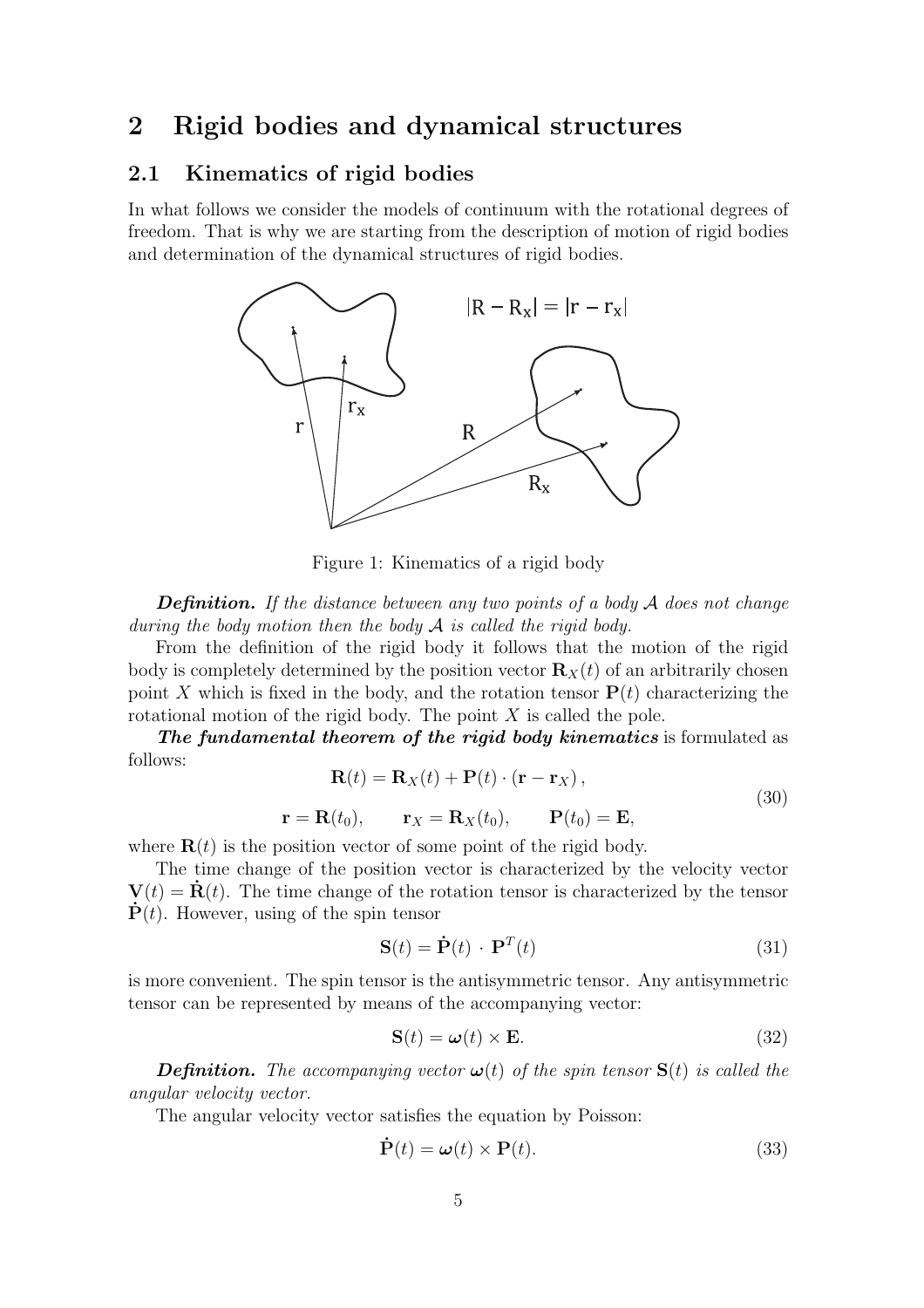## 2 Rigid bodies and dynamical structures

### 2.1 Kinematics of rigid bodies

In what follows we consider the models of continuum with the rotational degrees of freedom. That is why we are starting from the description of motion of rigid bodies and determination of the dynamical structures of rigid bodies.

Figure 1: Kinematics of a rigid body

***Definition.*** *If the distance between any two points of a body $\mathcal{A}$ does not change during the body motion then the body $\mathcal{A}$ is called the rigid body.*

From the definition of the rigid body it follows that the motion of the rigid body is completely determined by the position vector $\mathbf{R}_X(t)$ of an arbitrarily chosen point $X$ which is fixed in the body, and the rotation tensor $\mathbf{P}(t)$ characterizing the rotational motion of the rigid body. The point $X$ is called the pole.

***The fundamental theorem of the rigid body kinematics*** is formulated as follows:

$$
\begin{gathered}
\mathbf{R}(t) = \mathbf{R}_X(t) + \mathbf{P}(t) \cdot (\mathbf{r} - \mathbf{r}_X), \\
\mathbf{r} = \mathbf{R}(t_0), \qquad \mathbf{r}_X = \mathbf{R}_X(t_0), \qquad \mathbf{P}(t_0) = \mathbf{E},
\end{gathered}
\tag{30}
$$

where $\mathbf{R}(t)$ is the position vector of some point of the rigid body.

The time change of the position vector is characterized by the velocity vector $\mathbf{V}(t) = \dot{\mathbf{R}}(t)$. The time change of the rotation tensor is characterized by the tensor $\dot{\mathbf{P}}(t)$. However, using of the spin tensor

$$
\mathbf{S}(t) = \dot{\mathbf{P}}(t) \cdot \mathbf{P}^T(t) \tag{31}
$$

is more convenient. The spin tensor is the antisymmetric tensor. Any antisymmetric tensor can be represented by means of the accompanying vector:

$$
\mathbf{S}(t) = \boldsymbol{\omega}(t) \times \mathbf{E}. \tag{32}
$$

***Definition.*** *The accompanying vector $\boldsymbol{\omega}(t)$ of the spin tensor $\mathbf{S}(t)$ is called the angular velocity vector.*

The angular velocity vector satisfies the equation by Poisson:

$$
\dot{\mathbf{P}}(t) = \boldsymbol{\omega}(t) \times \mathbf{P}(t). \tag{33}
$$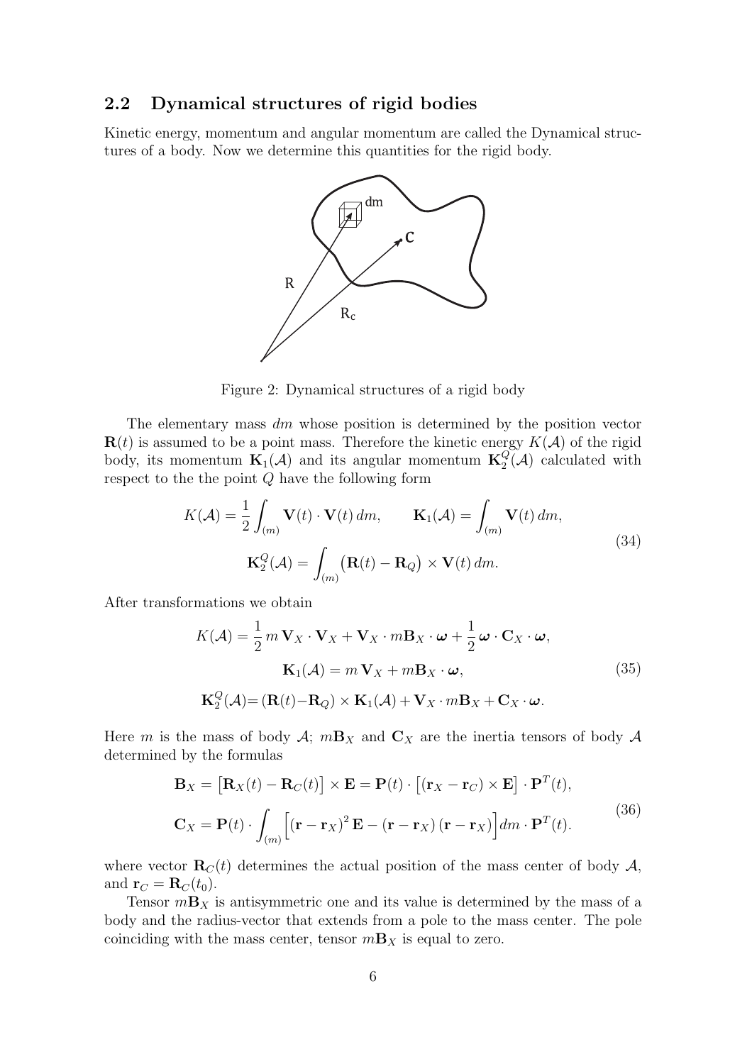## 2.2 Dynamical structures of rigid bodies

Kinetic energy, momentum and angular momentum are called the Dynamical structures of a body. Now we determine this quantities for the rigid body.

Figure 2: Dynamical structures of a rigid body

The elementary mass $dm$ whose position is determined by the position vector $\mathbf{R}(t)$ is assumed to be a point mass. Therefore the kinetic energy $K(\mathcal{A})$ of the rigid body, its momentum $\mathbf{K}_1(\mathcal{A})$ and its angular momentum $\mathbf{K}_2^Q(\mathcal{A})$ calculated with respect to the the point $Q$ have the following form

$$
\begin{gathered}
K(\mathcal{A}) = \frac{1}{2}\int_{(m)} \mathbf{V}(t)\cdot\mathbf{V}(t)\,dm, \qquad \mathbf{K}_1(\mathcal{A}) = \int_{(m)} \mathbf{V}(t)\,dm, \\
\mathbf{K}_2^Q(\mathcal{A}) = \int_{(m)} \big(\mathbf{R}(t) - \mathbf{R}_Q\big)\times\mathbf{V}(t)\,dm.
\end{gathered} \tag{34}
$$

After transformations we obtain

$$
\begin{gathered}
K(\mathcal{A}) = \frac{1}{2}\,m\,\mathbf{V}_X\cdot\mathbf{V}_X + \mathbf{V}_X\cdot m\mathbf{B}_X\cdot\boldsymbol{\omega} + \frac{1}{2}\,\boldsymbol{\omega}\cdot\mathbf{C}_X\cdot\boldsymbol{\omega}, \\
\mathbf{K}_1(\mathcal{A}) = m\,\mathbf{V}_X + m\mathbf{B}_X\cdot\boldsymbol{\omega}, \\
\mathbf{K}_2^Q(\mathcal{A}) = (\mathbf{R}(t) - \mathbf{R}_Q)\times\mathbf{K}_1(\mathcal{A}) + \mathbf{V}_X\cdot m\mathbf{B}_X + \mathbf{C}_X\cdot\boldsymbol{\omega}.
\end{gathered} \tag{35}
$$

Here $m$ is the mass of body $\mathcal{A}$; $m\mathbf{B}_X$ and $\mathbf{C}_X$ are the inertia tensors of body $\mathcal{A}$ determined by the formulas

$$
\begin{aligned}
\mathbf{B}_X &= \big[\mathbf{R}_X(t) - \mathbf{R}_C(t)\big]\times\mathbf{E} = \mathbf{P}(t)\cdot\big[(\mathbf{r}_X - \mathbf{r}_C)\times\mathbf{E}\big]\cdot\mathbf{P}^T(t), \\
\mathbf{C}_X &= \mathbf{P}(t)\cdot\int_{(m)}\Big[(\mathbf{r}-\mathbf{r}_X)^2\,\mathbf{E} - (\mathbf{r}-\mathbf{r}_X)\,(\mathbf{r}-\mathbf{r}_X)\Big]dm\cdot\mathbf{P}^T(t).
\end{aligned} \tag{36}
$$

where vector $\mathbf{R}_C(t)$ determines the actual position of the mass center of body $\mathcal{A}$, and $\mathbf{r}_C = \mathbf{R}_C(t_0)$.

Tensor $m\mathbf{B}_X$ is antisymmetric one and its value is determined by the mass of a body and the radius-vector that extends from a pole to the mass center. The pole coinciding with the mass center, tensor $m\mathbf{B}_X$ is equal to zero.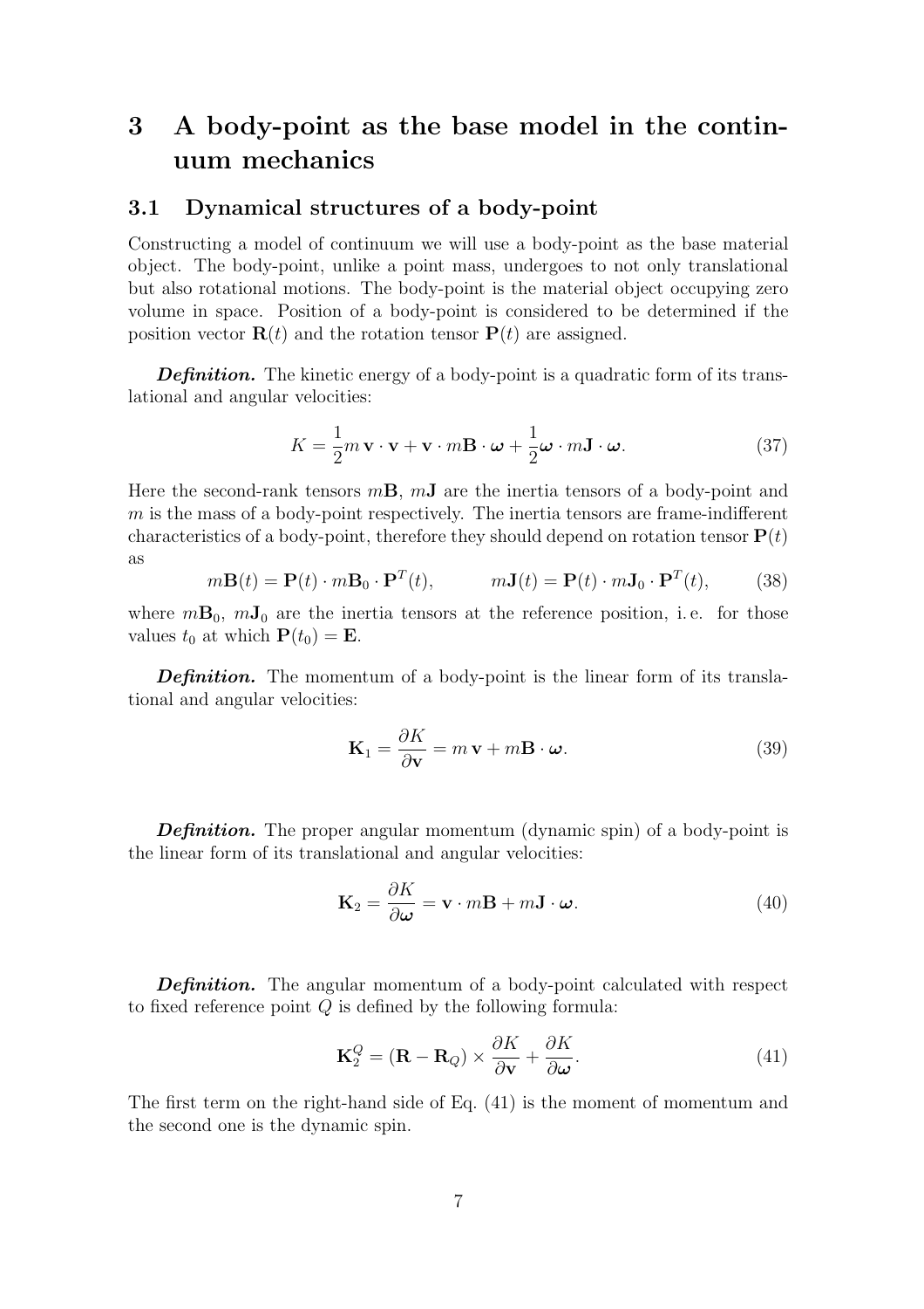# 3 A body-point as the base model in the continuum mechanics

## 3.1 Dynamical structures of a body-point

Constructing a model of continuum we will use a body-point as the base material object. The body-point, unlike a point mass, undergoes to not only translational but also rotational motions. The body-point is the material object occupying zero volume in space. Position of a body-point is considered to be determined if the position vector $\mathbf{R}(t)$ and the rotation tensor $\mathbf{P}(t)$ are assigned.

***Definition.*** The kinetic energy of a body-point is a quadratic form of its translational and angular velocities:

$$K = \frac{1}{2} m \, \mathbf{v} \cdot \mathbf{v} + \mathbf{v} \cdot m\mathbf{B} \cdot \boldsymbol{\omega} + \frac{1}{2} \boldsymbol{\omega} \cdot m\mathbf{J} \cdot \boldsymbol{\omega}. \tag{37}$$

Here the second-rank tensors $m\mathbf{B}$, $m\mathbf{J}$ are the inertia tensors of a body-point and $m$ is the mass of a body-point respectively. The inertia tensors are frame-indifferent characteristics of a body-point, therefore they should depend on rotation tensor $\mathbf{P}(t)$ as

$$m\mathbf{B}(t) = \mathbf{P}(t) \cdot m\mathbf{B}_0 \cdot \mathbf{P}^T(t), \qquad m\mathbf{J}(t) = \mathbf{P}(t) \cdot m\mathbf{J}_0 \cdot \mathbf{P}^T(t), \tag{38}$$

where $m\mathbf{B}_0$, $m\mathbf{J}_0$ are the inertia tensors at the reference position, i. e. for those values $t_0$ at which $\mathbf{P}(t_0) = \mathbf{E}$.

***Definition.*** The momentum of a body-point is the linear form of its translational and angular velocities:

$$\mathbf{K}_1 = \frac{\partial K}{\partial \mathbf{v}} = m \, \mathbf{v} + m\mathbf{B} \cdot \boldsymbol{\omega}. \tag{39}$$

***Definition.*** The proper angular momentum (dynamic spin) of a body-point is the linear form of its translational and angular velocities:

$$\mathbf{K}_2 = \frac{\partial K}{\partial \boldsymbol{\omega}} = \mathbf{v} \cdot m\mathbf{B} + m\mathbf{J} \cdot \boldsymbol{\omega}. \tag{40}$$

***Definition.*** The angular momentum of a body-point calculated with respect to fixed reference point $Q$ is defined by the following formula:

$$\mathbf{K}_2^Q = (\mathbf{R} - \mathbf{R}_Q) \times \frac{\partial K}{\partial \mathbf{v}} + \frac{\partial K}{\partial \boldsymbol{\omega}}. \tag{41}$$

The first term on the right-hand side of Eq. (41) is the moment of momentum and the second one is the dynamic spin.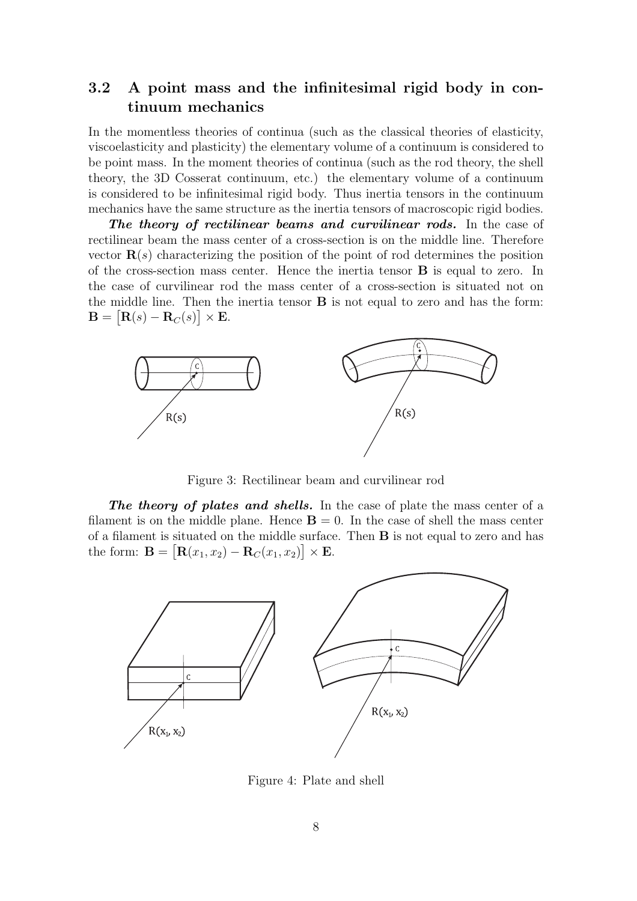### 3.2 A point mass and the infinitesimal rigid body in continuum mechanics

In the momentless theories of continua (such as the classical theories of elasticity, viscoelasticity and plasticity) the elementary volume of a continuum is considered to be point mass. In the moment theories of continua (such as the rod theory, the shell theory, the 3D Cosserat continuum, etc.) the elementary volume of a continuum is considered to be infinitesimal rigid body. Thus inertia tensors in the continuum mechanics have the same structure as the inertia tensors of macroscopic rigid bodies.

***The theory of rectilinear beams and curvilinear rods.*** In the case of rectilinear beam the mass center of a cross-section is on the middle line. Therefore vector $\mathbf{R}(s)$ characterizing the position of the point of rod determines the position of the cross-section mass center. Hence the inertia tensor $\mathbf{B}$ is equal to zero. In the case of curvilinear rod the mass center of a cross-section is situated not on the middle line. Then the inertia tensor $\mathbf{B}$ is not equal to zero and has the form: $\mathbf{B} = \big[\mathbf{R}(s) - \mathbf{R}_C(s)\big] \times \mathbf{E}$.

Figure 3: Rectilinear beam and curvilinear rod

***The theory of plates and shells.*** In the case of plate the mass center of a filament is on the middle plane. Hence $\mathbf{B} = 0$. In the case of shell the mass center of a filament is situated on the middle surface. Then $\mathbf{B}$ is not equal to zero and has the form: $\mathbf{B} = \big[\mathbf{R}(x_1, x_2) - \mathbf{R}_C(x_1, x_2)\big] \times \mathbf{E}$.

Figure 4: Plate and shell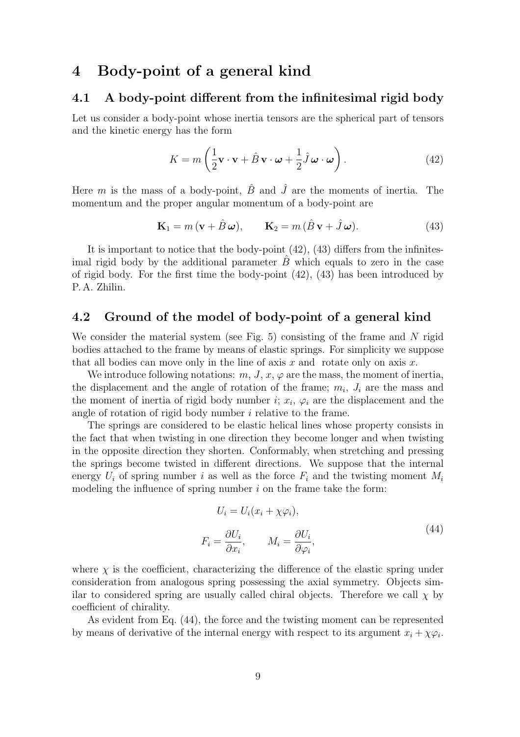## 4 Body-point of a general kind

### 4.1 A body-point different from the infinitesimal rigid body

Let us consider a body-point whose inertia tensors are the spherical part of tensors and the kinetic energy has the form

$$K = m\left(\frac{1}{2}\mathbf{v}\cdot\mathbf{v} + \hat{B}\,\mathbf{v}\cdot\boldsymbol{\omega} + \frac{1}{2}\hat{J}\,\boldsymbol{\omega}\cdot\boldsymbol{\omega}\right). \tag{42}$$

Here $m$ is the mass of a body-point, $\hat{B}$ and $\hat{J}$ are the moments of inertia. The momentum and the proper angular momentum of a body-point are

$$\mathbf{K}_1 = m\,(\mathbf{v} + \hat{B}\,\boldsymbol{\omega}), \qquad \mathbf{K}_2 = m\,(\hat{B}\,\mathbf{v} + \hat{J}\,\boldsymbol{\omega}). \tag{43}$$

It is important to notice that the body-point (42), (43) differs from the infinitesimal rigid body by the additional parameter $\hat{B}$ which equals to zero in the case of rigid body. For the first time the body-point (42), (43) has been introduced by P. A. Zhilin.

### 4.2 Ground of the model of body-point of a general kind

We consider the material system (see Fig. 5) consisting of the frame and $N$ rigid bodies attached to the frame by means of elastic springs. For simplicity we suppose that all bodies can move only in the line of axis $x$ and rotate only on axis $x$.

We introduce following notations: $m$, $J$, $x$, $\varphi$ are the mass, the moment of inertia, the displacement and the angle of rotation of the frame; $m_i$, $J_i$ are the mass and the moment of inertia of rigid body number $i$; $x_i$, $\varphi_i$ are the displacement and the angle of rotation of rigid body number $i$ relative to the frame.

The springs are considered to be elastic helical lines whose property consists in the fact that when twisting in one direction they become longer and when twisting in the opposite direction they shorten. Conformably, when stretching and pressing the springs become twisted in different directions. We suppose that the internal energy $U_i$ of spring number $i$ as well as the force $F_i$ and the twisting moment $M_i$ modeling the influence of spring number $i$ on the frame take the form:

$$U_i = U_i(x_i + \chi\varphi_i),$$
$$F_i = \frac{\partial U_i}{\partial x_i}, \qquad M_i = \frac{\partial U_i}{\partial \varphi_i}, \tag{44}$$

where $\chi$ is the coefficient, characterizing the difference of the elastic spring under consideration from analogous spring possessing the axial symmetry. Objects similar to considered spring are usually called chiral objects. Therefore we call $\chi$ by coefficient of chirality.

As evident from Eq. (44), the force and the twisting moment can be represented by means of derivative of the internal energy with respect to its argument $x_i + \chi\varphi_i$.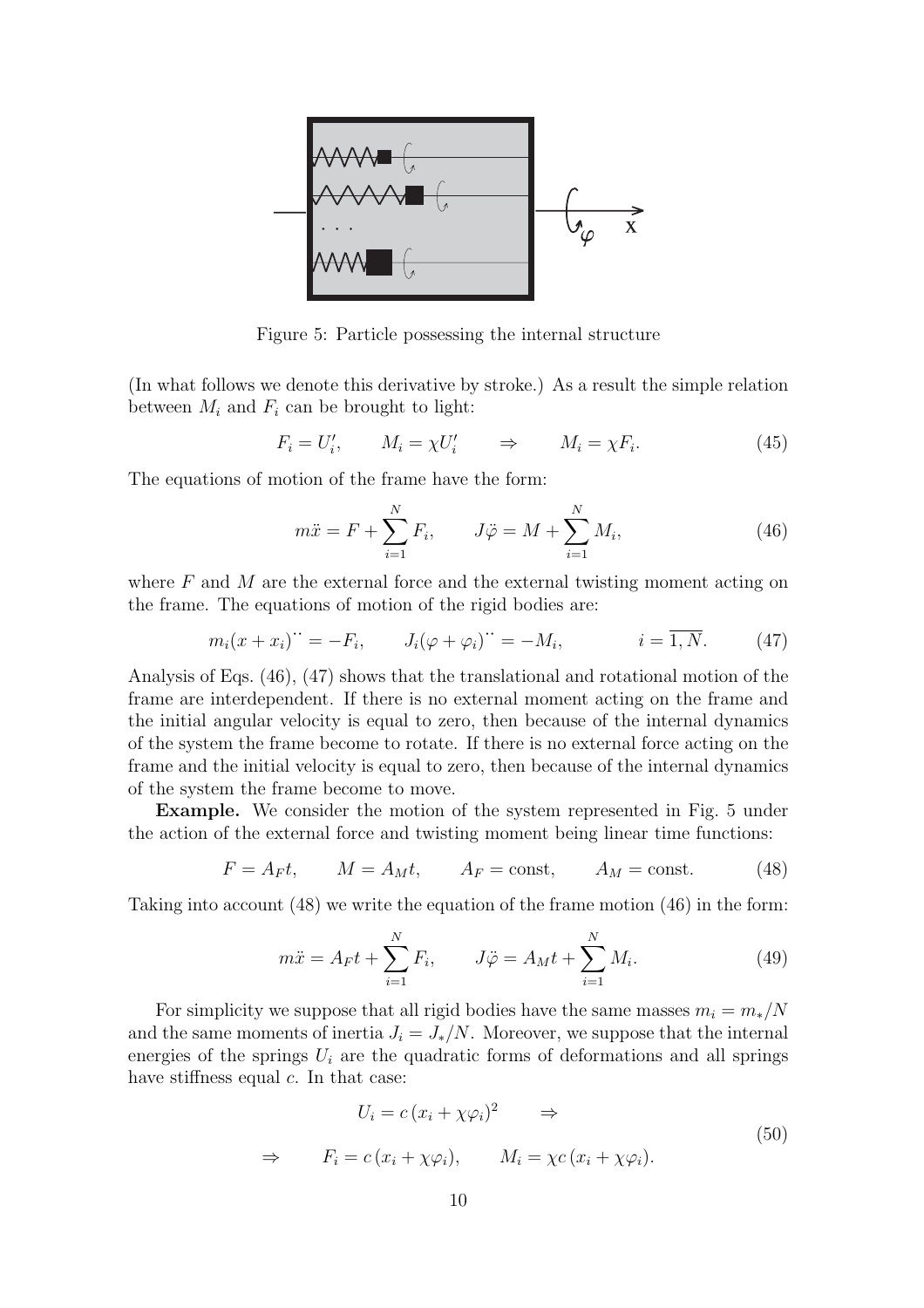Figure 5: Particle possessing the internal structure

(In what follows we denote this derivative by stroke.) As a result the simple relation between $M_i$ and $F_i$ can be brought to light:

$$F_i = U_i', \qquad M_i = \chi U_i' \qquad \Rightarrow \qquad M_i = \chi F_i. \tag{45}$$

The equations of motion of the frame have the form:

$$m\ddot{x} = F + \sum_{i=1}^{N} F_i, \qquad J\ddot{\varphi} = M + \sum_{i=1}^{N} M_i, \tag{46}$$

where $F$ and $M$ are the external force and the external twisting moment acting on the frame. The equations of motion of the rigid bodies are:

$$m_i(x + x_i)^{\cdot\cdot} = -F_i, \qquad J_i(\varphi + \varphi_i)^{\cdot\cdot} = -M_i, \qquad\qquad i = \overline{1, N}. \tag{47}$$

Analysis of Eqs. (46), (47) shows that the translational and rotational motion of the frame are interdependent. If there is no external moment acting on the frame and the initial angular velocity is equal to zero, then because of the internal dynamics of the system the frame become to rotate. If there is no external force acting on the frame and the initial velocity is equal to zero, then because of the internal dynamics of the system the frame become to move.

**Example.** We consider the motion of the system represented in Fig. 5 under the action of the external force and twisting moment being linear time functions:

$$F = A_F t, \qquad M = A_M t, \qquad A_F = \text{const}, \qquad A_M = \text{const}. \tag{48}$$

Taking into account (48) we write the equation of the frame motion (46) in the form:

$$m\ddot{x} = A_F t + \sum_{i=1}^{N} F_i, \qquad J\ddot{\varphi} = A_M t + \sum_{i=1}^{N} M_i. \tag{49}$$

For simplicity we suppose that all rigid bodies have the same masses $m_i = m_*/N$ and the same moments of inertia $J_i = J_*/N$. Moreover, we suppose that the internal energies of the springs $U_i$ are the quadratic forms of deformations and all springs have stiffness equal $c$. In that case:

$$\begin{gathered} U_i = c\,(x_i + \chi\varphi_i)^2 \qquad \Rightarrow \\ \Rightarrow \qquad F_i = c\,(x_i + \chi\varphi_i), \qquad M_i = \chi c\,(x_i + \chi\varphi_i). \end{gathered} \tag{50}$$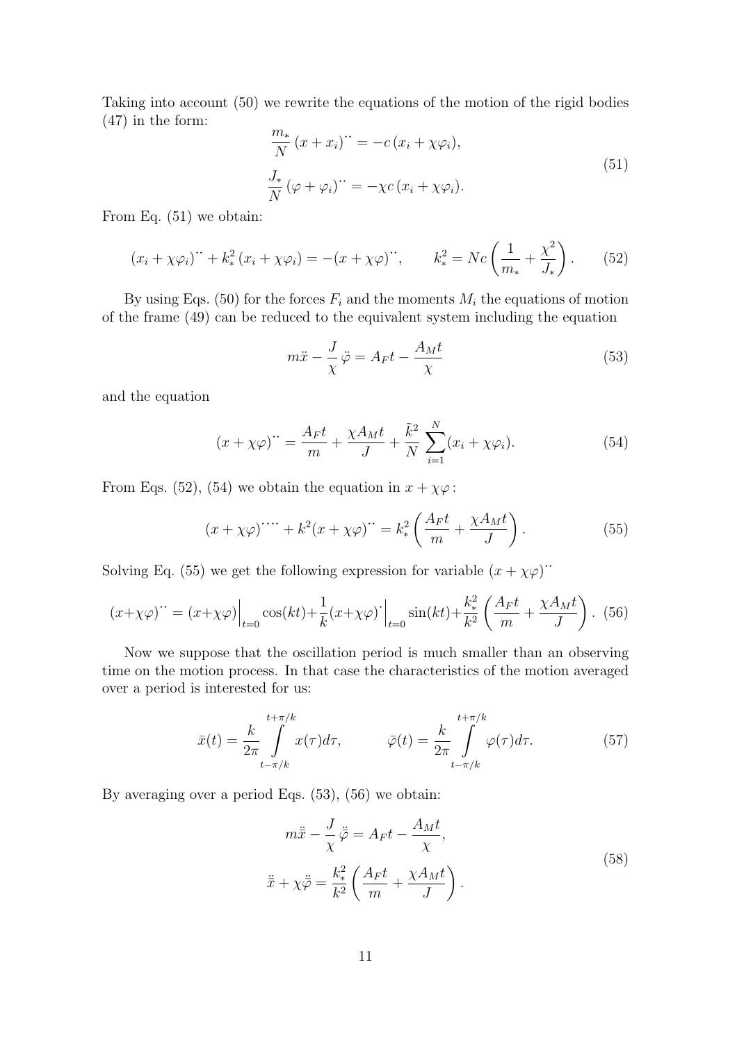Taking into account (50) we rewrite the equations of the motion of the rigid bodies (47) in the form:

$$
\begin{aligned}
&\frac{m_*}{N}\,(x+x_i)^{\cdot\cdot} = -c\,(x_i+\chi\varphi_i),\\
&\frac{J_*}{N}\,(\varphi+\varphi_i)^{\cdot\cdot} = -\chi c\,(x_i+\chi\varphi_i).
\end{aligned}
\tag{51}
$$

From Eq. (51) we obtain:

$$
(x_i+\chi\varphi_i)^{\cdot\cdot} + k_*^2\,(x_i+\chi\varphi_i) = -(x+\chi\varphi)^{\cdot\cdot}, \qquad k_*^2 = Nc\left(\frac{1}{m_*}+\frac{\chi^2}{J_*}\right). \tag{52}
$$

By using Eqs. (50) for the forces $F_i$ and the moments $M_i$ the equations of motion of the frame (49) can be reduced to the equivalent system including the equation

$$
m\ddot{x} - \frac{J}{\chi}\,\ddot{\varphi} = A_F t - \frac{A_M t}{\chi} \tag{53}
$$

and the equation

$$
(x+\chi\varphi)^{\cdot\cdot} = \frac{A_F t}{m} + \frac{\chi A_M t}{J} + \frac{\tilde{k}^2}{N}\sum_{i=1}^{N}(x_i+\chi\varphi_i). \tag{54}
$$

From Eqs. (52), (54) we obtain the equation in $x+\chi\varphi$:

$$
(x+\chi\varphi)^{\cdot\cdot\cdot\cdot} + k^2(x+\chi\varphi)^{\cdot\cdot} = k_*^2\left(\frac{A_F t}{m}+\frac{\chi A_M t}{J}\right). \tag{55}
$$

Solving Eq. (55) we get the following expression for variable $(x+\chi\varphi)^{\cdot\cdot}$

$$
(x+\chi\varphi)^{\cdot\cdot} = (x+\chi\varphi)\Big|_{t=0}\cos(kt) + \frac{1}{k}(x+\chi\varphi)^{\cdot}\Big|_{t=0}\sin(kt) + \frac{k_*^2}{k^2}\left(\frac{A_F t}{m}+\frac{\chi A_M t}{J}\right). \tag{56}
$$

Now we suppose that the oscillation period is much smaller than an observing time on the motion process. In that case the characteristics of the motion averaged over a period is interested for us:

$$
\bar{x}(t) = \frac{k}{2\pi}\int_{t-\pi/k}^{t+\pi/k} x(\tau)d\tau, \qquad \bar{\varphi}(t) = \frac{k}{2\pi}\int_{t-\pi/k}^{t+\pi/k} \varphi(\tau)d\tau. \tag{57}
$$

By averaging over a period Eqs. (53), (56) we obtain:

$$
\begin{aligned}
&m\ddot{\bar{x}} - \frac{J}{\chi}\,\ddot{\bar{\varphi}} = A_F t - \frac{A_M t}{\chi},\\
&\ddot{\bar{x}} + \chi\ddot{\bar{\varphi}} = \frac{k_*^2}{k^2}\left(\frac{A_F t}{m}+\frac{\chi A_M t}{J}\right).
\end{aligned}
\tag{58}
$$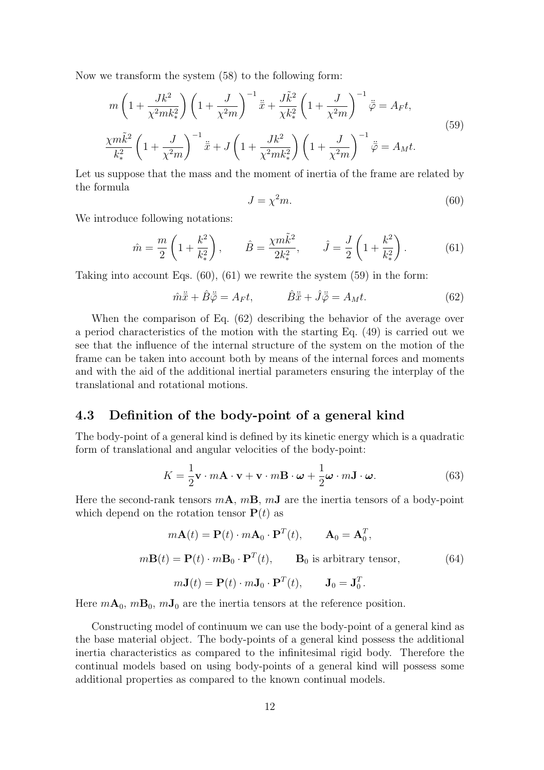Now we transform the system (58) to the following form:

$$
\begin{aligned}
& m\left(1+\frac{Jk^2}{\chi^2 m k_*^2}\right)\left(1+\frac{J}{\chi^2 m}\right)^{-1}\ddot{\bar{x}}+\frac{J\tilde{k}^2}{\chi k_*^2}\left(1+\frac{J}{\chi^2 m}\right)^{-1}\ddot{\bar{\varphi}}=A_F t,\\
& \frac{\chi m\tilde{k}^2}{k_*^2}\left(1+\frac{J}{\chi^2 m}\right)^{-1}\ddot{\bar{x}}+J\left(1+\frac{Jk^2}{\chi^2 m k_*^2}\right)\left(1+\frac{J}{\chi^2 m}\right)^{-1}\ddot{\bar{\varphi}}=A_M t.
\end{aligned}
\tag{59}
$$

Let us suppose that the mass and the moment of inertia of the frame are related by the formula

$$
J=\chi^2 m. \tag{60}
$$

We introduce following notations:

$$
\hat{m}=\frac{m}{2}\left(1+\frac{k^2}{k_*^2}\right),\qquad \hat{B}=\frac{\chi m\tilde{k}^2}{2k_*^2},\qquad \hat{J}=\frac{J}{2}\left(1+\frac{k^2}{k_*^2}\right). \tag{61}
$$

Taking into account Eqs. (60), (61) we rewrite the system (59) in the form:

$$
\hat{m}\ddot{\bar{x}}+\hat{B}\ddot{\bar{\varphi}}=A_F t,\qquad \hat{B}\ddot{\bar{x}}+\hat{J}\ddot{\bar{\varphi}}=A_M t. \tag{62}
$$

When the comparison of Eq. (62) describing the behavior of the average over a period characteristics of the motion with the starting Eq. (49) is carried out we see that the influence of the internal structure of the system on the motion of the frame can be taken into account both by means of the internal forces and moments and with the aid of the additional inertial parameters ensuring the interplay of the translational and rotational motions.

### 4.3 Definition of the body-point of a general kind

The body-point of a general kind is defined by its kinetic energy which is a quadratic form of translational and angular velocities of the body-point:

$$
K=\frac{1}{2}\mathbf{v}\cdot m\mathbf{A}\cdot\mathbf{v}+\mathbf{v}\cdot m\mathbf{B}\cdot\boldsymbol{\omega}+\frac{1}{2}\boldsymbol{\omega}\cdot m\mathbf{J}\cdot\boldsymbol{\omega}. \tag{63}
$$

Here the second-rank tensors $m\mathbf{A}$, $m\mathbf{B}$, $m\mathbf{J}$ are the inertia tensors of a body-point which depend on the rotation tensor $\mathbf{P}(t)$ as

$$
\begin{aligned}
& m\mathbf{A}(t)=\mathbf{P}(t)\cdot m\mathbf{A}_0\cdot\mathbf{P}^T(t),\qquad \mathbf{A}_0=\mathbf{A}_0^T,\\
& m\mathbf{B}(t)=\mathbf{P}(t)\cdot m\mathbf{B}_0\cdot\mathbf{P}^T(t),\qquad \mathbf{B}_0 \text{ is arbitrary tensor,}\\
& m\mathbf{J}(t)=\mathbf{P}(t)\cdot m\mathbf{J}_0\cdot\mathbf{P}^T(t),\qquad \mathbf{J}_0=\mathbf{J}_0^T.
\end{aligned}
\tag{64}
$$

Here $m\mathbf{A}_0$, $m\mathbf{B}_0$, $m\mathbf{J}_0$ are the inertia tensors at the reference position.

Constructing model of continuum we can use the body-point of a general kind as the base material object. The body-points of a general kind possess the additional inertia characteristics as compared to the infinitesimal rigid body. Therefore the continual models based on using body-points of a general kind will possess some additional properties as compared to the known continual models.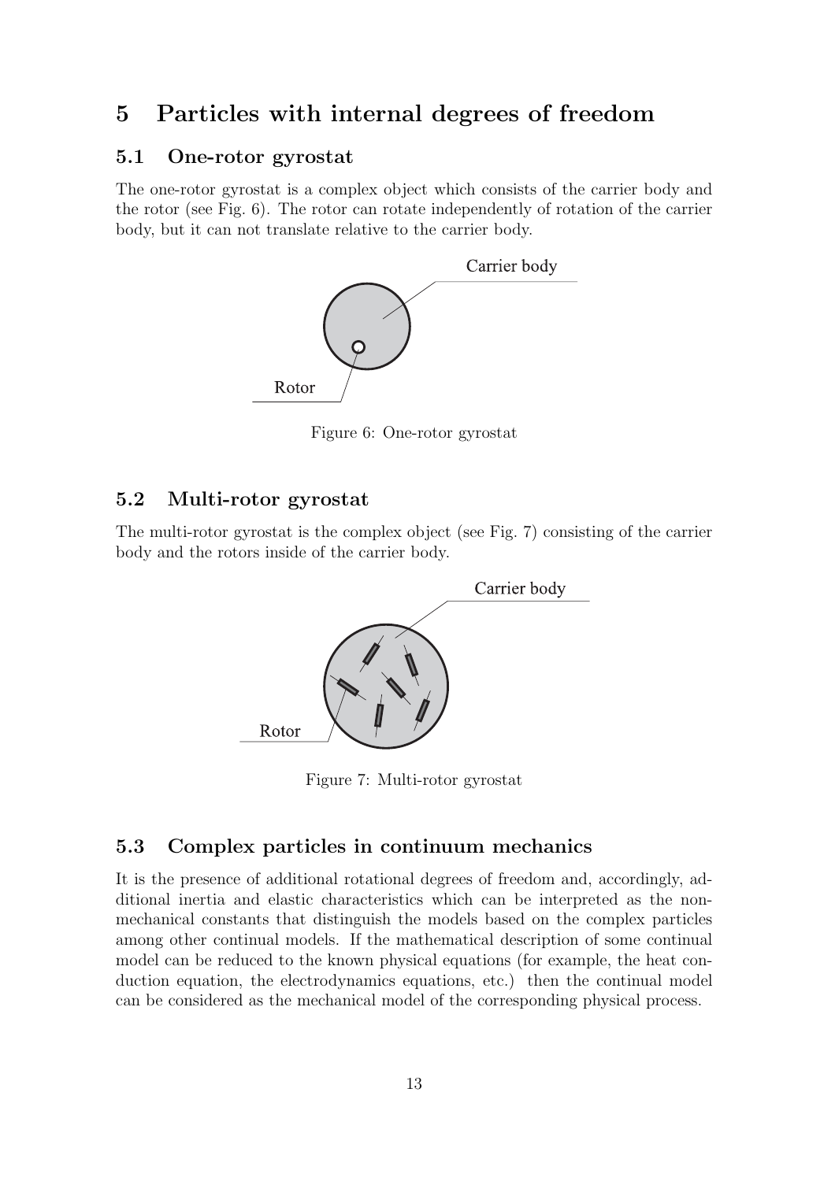# 5 Particles with internal degrees of freedom

## 5.1 One-rotor gyrostat

The one-rotor gyrostat is a complex object which consists of the carrier body and the rotor (see Fig. 6). The rotor can rotate independently of rotation of the carrier body, but it can not translate relative to the carrier body.

Carrier body

Rotor

Figure 6: One-rotor gyrostat

## 5.2 Multi-rotor gyrostat

The multi-rotor gyrostat is the complex object (see Fig. 7) consisting of the carrier body and the rotors inside of the carrier body.

Carrier body

Rotor

Figure 7: Multi-rotor gyrostat

## 5.3 Complex particles in continuum mechanics

It is the presence of additional rotational degrees of freedom and, accordingly, additional inertia and elastic characteristics which can be interpreted as the non-mechanical constants that distinguish the models based on the complex particles among other continual models. If the mathematical description of some continual model can be reduced to the known physical equations (for example, the heat conduction equation, the electrodynamics equations, etc.) then the continual model can be considered as the mechanical model of the corresponding physical process.